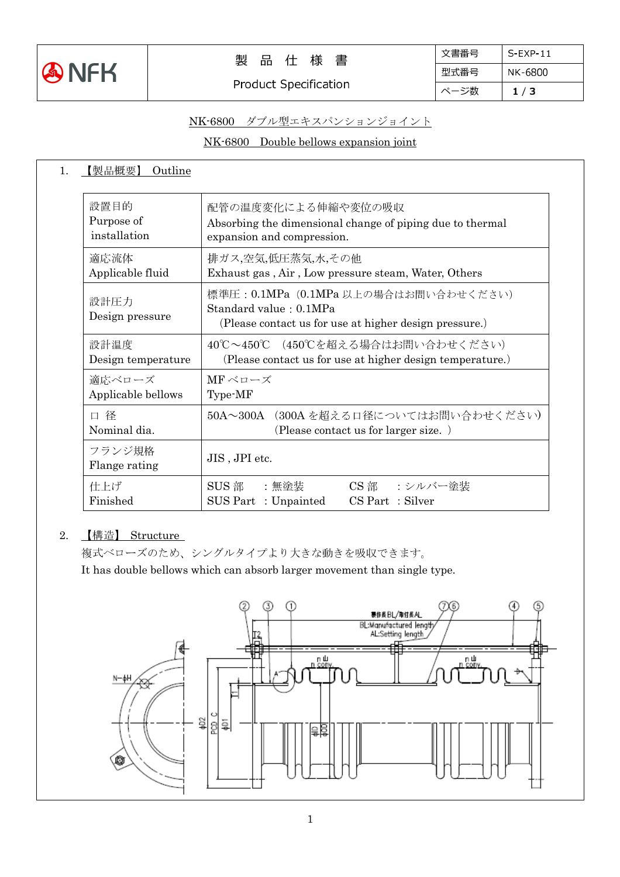| NFK | 製 品 仕 様 書<br>Product Specification | 文書番号 | S-EXP-11 |
|---|---|---|---|
| | | 型式番号 | NK-6800 |
| | | ページ数 | 1 / 3 |

# NK-6800　ダブル型エキスパンションジョイント

# NK-6800　Double bellows expansion joint

## 1. 【製品概要】 Outline

| 項目 | 内容 |
|---|---|
| 設置目的<br>Purpose of installation | 配管の温度変化による伸縮や変位の吸収<br>Absorbing the dimensional change of piping due to thermal expansion and compression. |
| 適応流体<br>Applicable fluid | 排ガス,空気,低圧蒸気,水,その他<br>Exhaust gas , Air , Low pressure steam, Water, Others |
| 設計圧力<br>Design pressure | 標準圧：0.1MPa（0.1MPa 以上の場合はお問い合わせください）<br>Standard value：0.1MPa<br>(Please contact us for use at higher design pressure.) |
| 設計温度<br>Design temperature | 40℃～450℃　(450℃を超える場合はお問い合わせください)<br>(Please contact us for use at higher design temperature.) |
| 適応ベローズ<br>Applicable bellows | MF ベローズ<br>Type-MF |
| 口 径<br>Nominal dia. | 50A～300A　(300A を超える口径についてはお問い合わせください)<br>(Please contact us for larger size. ) |
| フランジ規格<br>Flange rating | JIS , JPI etc. |
| 仕上げ<br>Finished | SUS 部　：無塗装　　CS 部　：シルバー塗装<br>SUS Part ：Unpainted　　CS Part ：Silver |

## 2. 【構造】 Structure

複式ベローズのため、シングルタイプより大きな動きを吸収できます。

It has double bellows which can absorb larger movement than single type.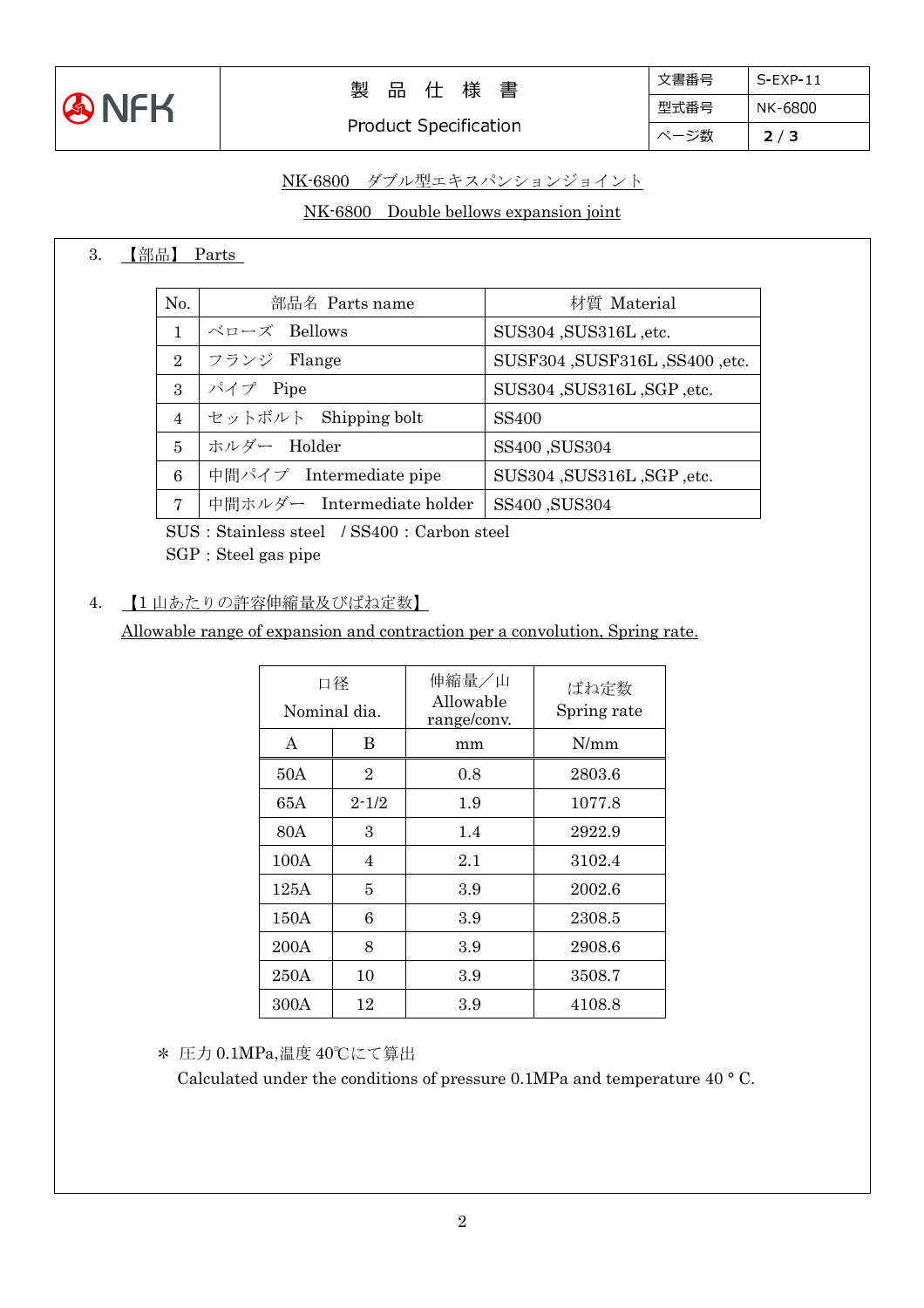NK-6800　ダブル型エキスパンションジョイント

NK-6800　Double bellows expansion joint

## 3. 【部品】 Parts

| No. | 部品名 Parts name | 材質 Material |
|---|---|---|
| 1 | ベローズ　Bellows | SUS304 ,SUS316L ,etc. |
| 2 | フランジ　Flange | SUSF304 ,SUSF316L ,SS400 ,etc. |
| 3 | パイプ　Pipe | SUS304 ,SUS316L ,SGP ,etc. |
| 4 | セットボルト　Shipping bolt | SS400 |
| 5 | ホルダー　Holder | SS400 ,SUS304 |
| 6 | 中間パイプ　Intermediate pipe | SUS304 ,SUS316L ,SGP ,etc. |
| 7 | 中間ホルダー　Intermediate holder | SS400 ,SUS304 |

SUS：Stainless steel　/ SS400：Carbon steel
SGP：Steel gas pipe

## 4. 【1 山あたりの許容伸縮量及びばね定数】
Allowable range of expansion and contraction per a convolution, Spring rate.

| 口径 Nominal dia. | | 伸縮量／山 Allowable range/conv. | ばね定数 Spring rate |
|---|---|---|---|
| A | B | mm | N/mm |
| 50A | 2 | 0.8 | 2803.6 |
| 65A | 2-1/2 | 1.9 | 1077.8 |
| 80A | 3 | 1.4 | 2922.9 |
| 100A | 4 | 2.1 | 3102.4 |
| 125A | 5 | 3.9 | 2002.6 |
| 150A | 6 | 3.9 | 2308.5 |
| 200A | 8 | 3.9 | 2908.6 |
| 250A | 10 | 3.9 | 3508.7 |
| 300A | 12 | 3.9 | 4108.8 |

＊ 圧力 0.1MPa,温度 40℃にて算出
Calculated under the conditions of pressure 0.1MPa and temperature 40 ° C.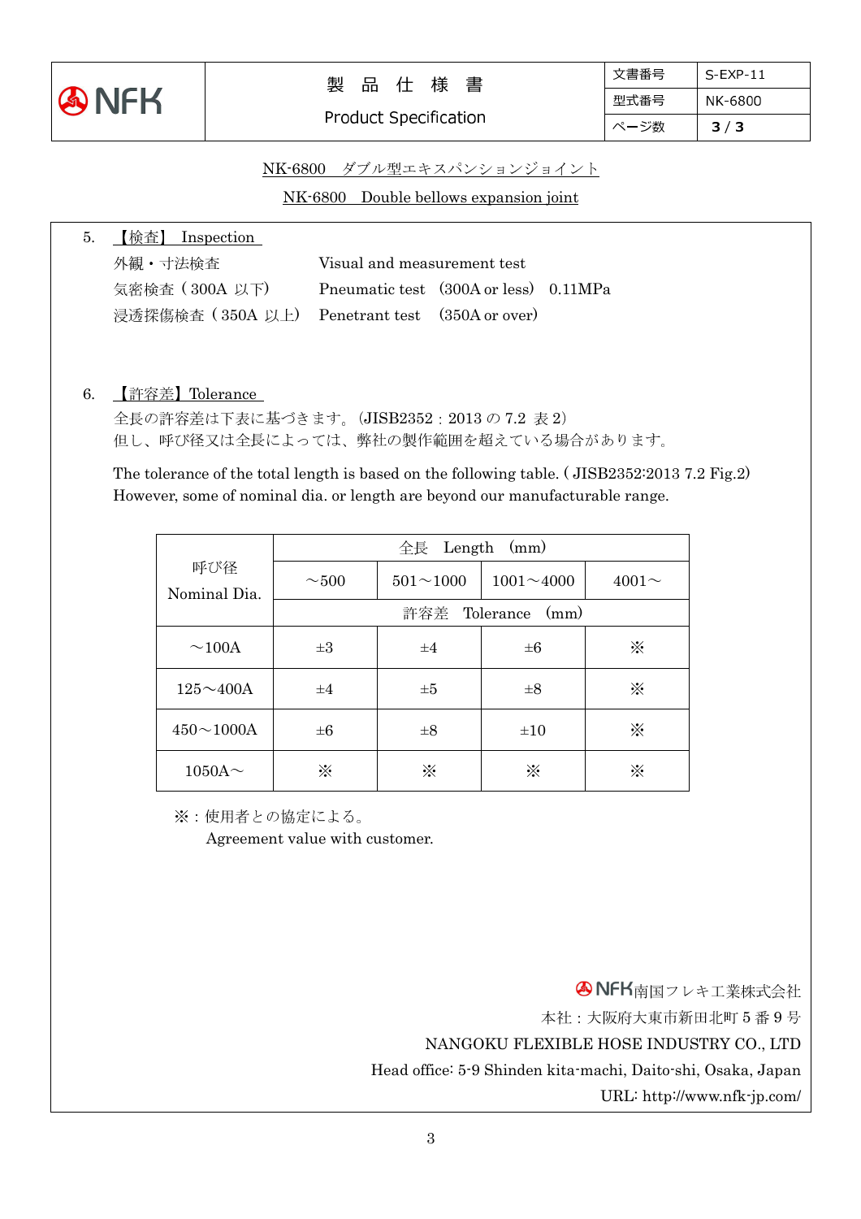NK-6800　ダブル型エキスパンションジョイント

NK-6800　Double bellows expansion joint

## 5. 【検査】 Inspection

外観・寸法検査　Visual and measurement test

気密検査（300A 以下）　Pneumatic test　(300A or less)　0.11MPa

浸透探傷検査（350A 以上）　Penetrant test　(350A or over)

## 6. 【許容差】Tolerance

全長の許容差は下表に基づきます。(JISB2352 : 2013 の 7.2 表 2)
但し、呼び径又は全長によっては、弊社の製作範囲を超えている場合があります。

The tolerance of the total length is based on the following table. ( JISB2352:2013 7.2 Fig.2)
However, some of nominal dia. or length are beyond our manufacturable range.

| 呼び径 Nominal Dia. | 全長 Length (mm) | | | |
|---|---|---|---|---|
| | ～500 | 501～1000 | 1001～4000 | 4001～ |
| | 許容差 Tolerance (mm) | | | |
| ～100A | ±3 | ±4 | ±6 | ※ |
| 125～400A | ±4 | ±5 | ±8 | ※ |
| 450～1000A | ±6 | ±8 | ±10 | ※ |
| 1050A～ | ※ | ※ | ※ | ※ |

※：使用者との協定による。
Agreement value with customer.

NFK 南国フレキ工業株式会社
本社：大阪府大東市新田北町 5 番 9 号
NANGOKU FLEXIBLE HOSE INDUSTRY CO., LTD
Head office: 5-9 Shinden kita-machi, Daito-shi, Osaka, Japan
URL: http://www.nfk-jp.com/